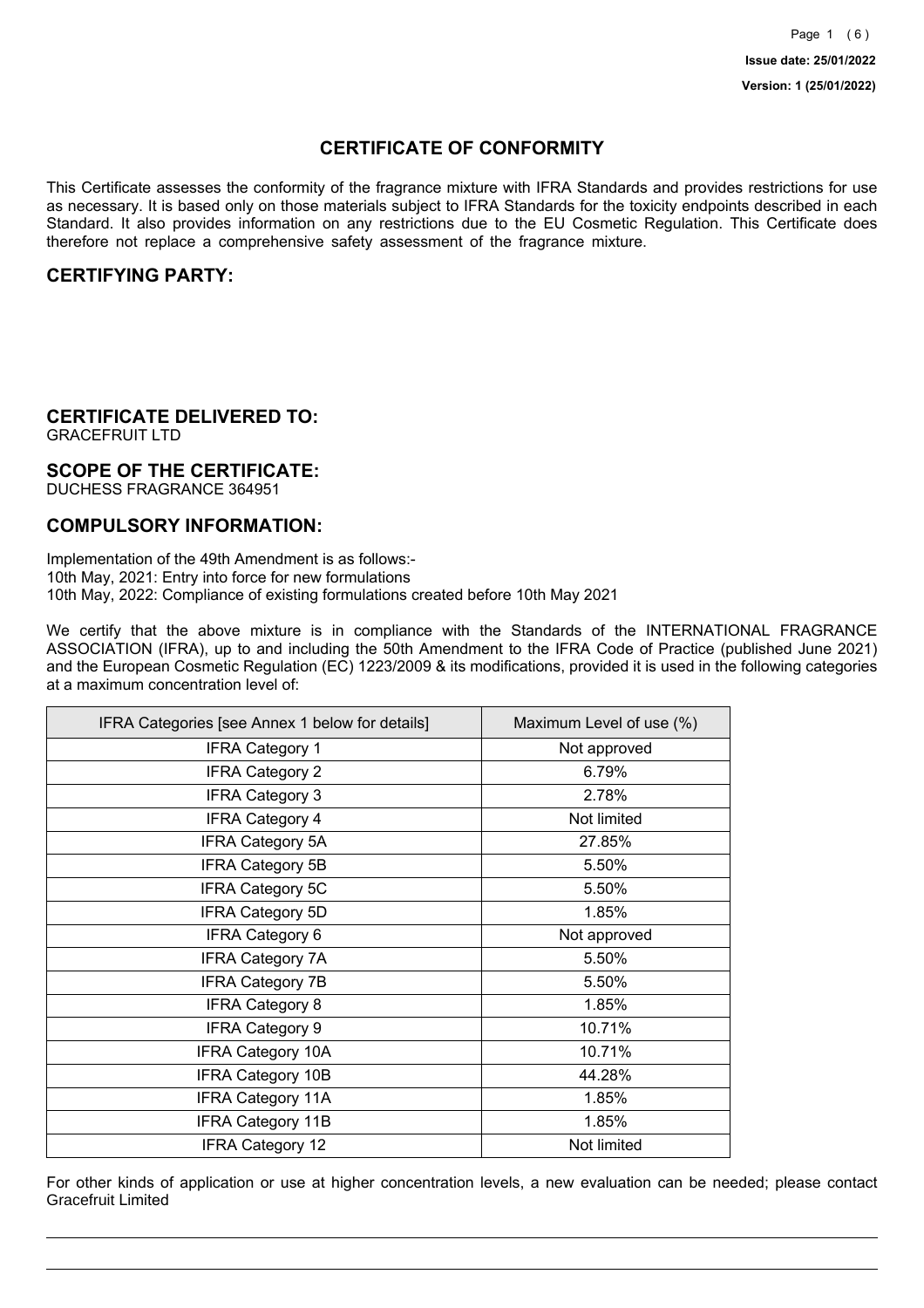Issue date: 25/01/2022

Version: 1 (25/01/2022)

# CERTIFICATE OF CONFORMITY

This Certificate assesses the conformity of the fragrance mixture with IFRA Standards and provides restrictions for use as necessary. It is based only on those materials subject to IFRA Standards for the toxicity endpoints described in each Standard. It also provides information on any restrictions due to the EU Cosmetic Regulation. This Certificate does therefore not replace a comprehensive safety assessment of the fragrance mixture.

## CERTIFYING PARTY:

## CERTIFICATE DELIVERED TO:

GRACEFRUIT LTD

## SCOPE OF THE CERTIFICATE:

DUCHESS FRAGRANCE 364951

## COMPULSORY INFORMATION:

Implementation of the 49th Amendment is as follows:-
10th May, 2021: Entry into force for new formulations
10th May, 2022: Compliance of existing formulations created before 10th May 2021

We certify that the above mixture is in compliance with the Standards of the INTERNATIONAL FRAGRANCE ASSOCIATION (IFRA), up to and including the 50th Amendment to the IFRA Code of Practice (published June 2021) and the European Cosmetic Regulation (EC) 1223/2009 & its modifications, provided it is used in the following categories at a maximum concentration level of:

| IFRA Categories [see Annex 1 below for details] | Maximum Level of use (%) |
|---|---|
| IFRA Category 1 | Not approved |
| IFRA Category 2 | 6.79% |
| IFRA Category 3 | 2.78% |
| IFRA Category 4 | Not limited |
| IFRA Category 5A | 27.85% |
| IFRA Category 5B | 5.50% |
| IFRA Category 5C | 5.50% |
| IFRA Category 5D | 1.85% |
| IFRA Category 6 | Not approved |
| IFRA Category 7A | 5.50% |
| IFRA Category 7B | 5.50% |
| IFRA Category 8 | 1.85% |
| IFRA Category 9 | 10.71% |
| IFRA Category 10A | 10.71% |
| IFRA Category 10B | 44.28% |
| IFRA Category 11A | 1.85% |
| IFRA Category 11B | 1.85% |
| IFRA Category 12 | Not limited |

For other kinds of application or use at higher concentration levels, a new evaluation can be needed; please contact Gracefruit Limited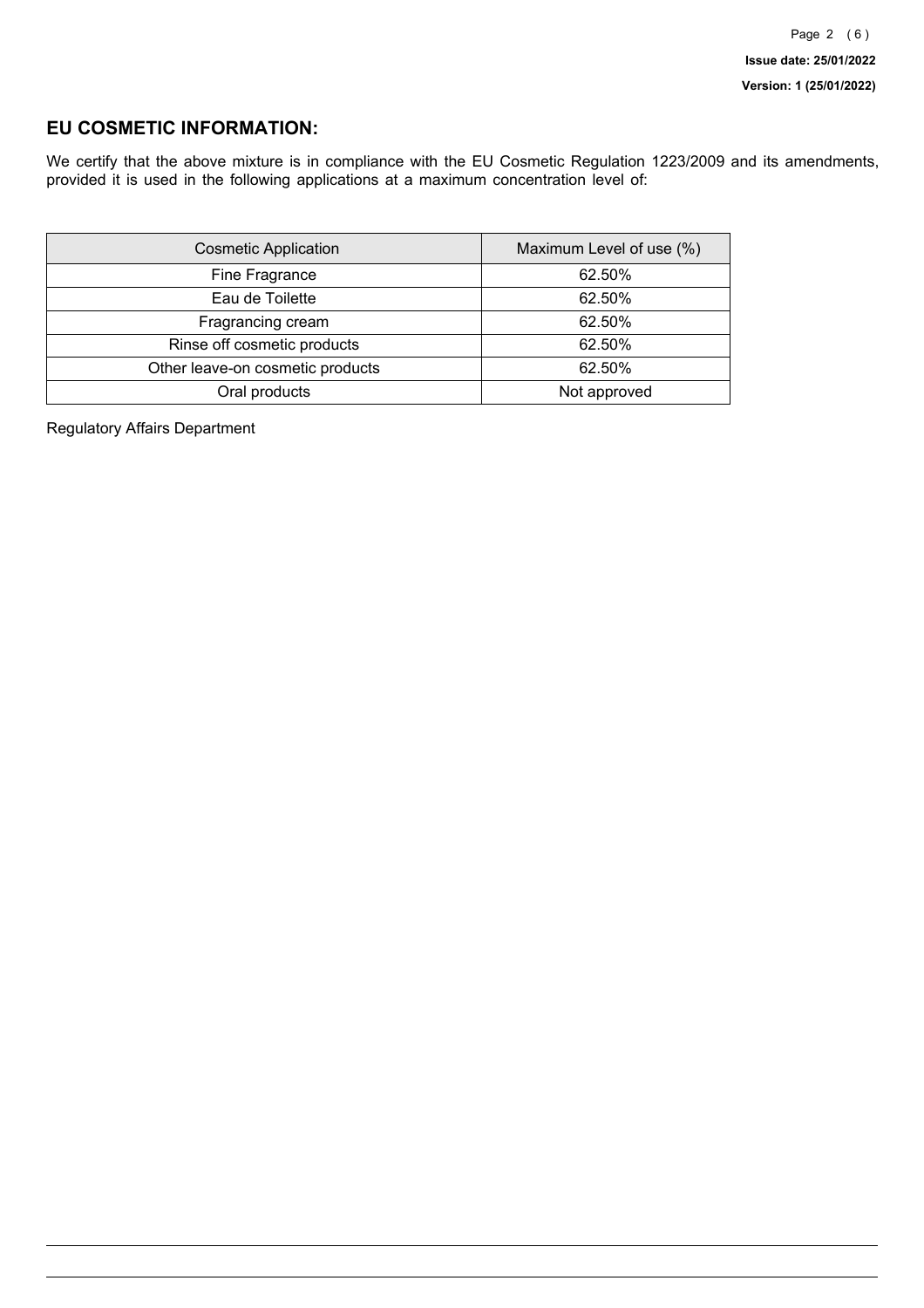## EU COSMETIC INFORMATION:

We certify that the above mixture is in compliance with the EU Cosmetic Regulation 1223/2009 and its amendments, provided it is used in the following applications at a maximum concentration level of:

| Cosmetic Application | Maximum Level of use (%) |
|---|---|
| Fine Fragrance | 62.50% |
| Eau de Toilette | 62.50% |
| Fragrancing cream | 62.50% |
| Rinse off cosmetic products | 62.50% |
| Other leave-on cosmetic products | 62.50% |
| Oral products | Not approved |

Regulatory Affairs Department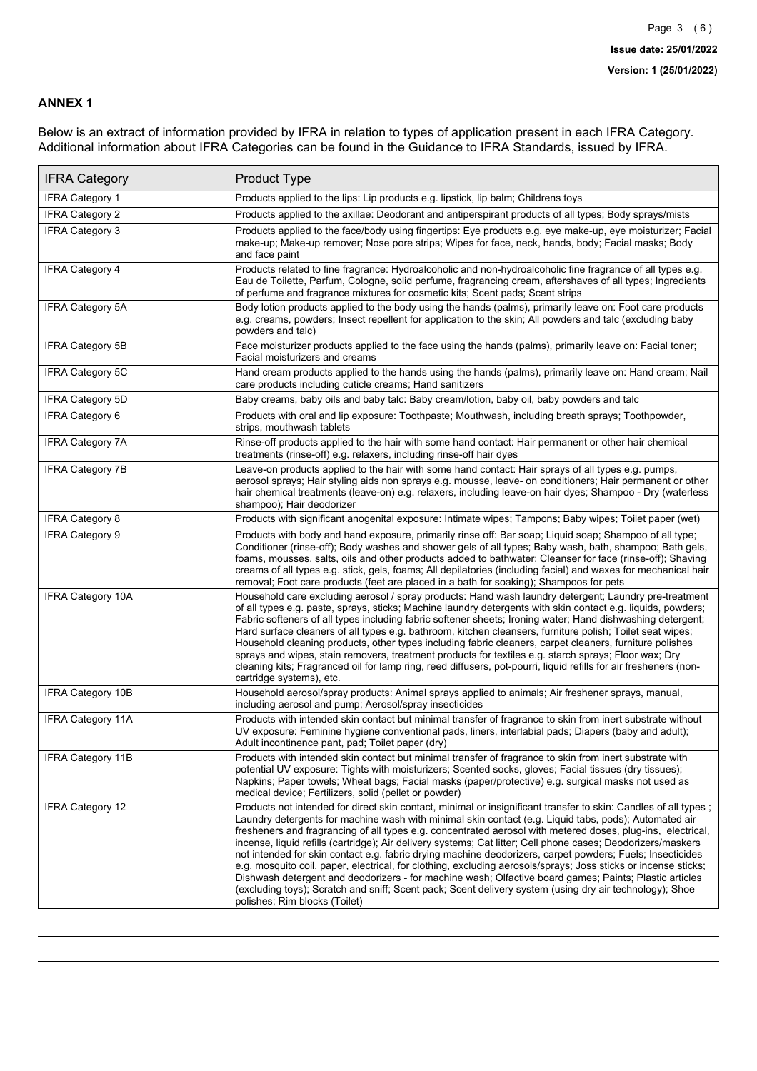## ANNEX 1

Below is an extract of information provided by IFRA in relation to types of application present in each IFRA Category. Additional information about IFRA Categories can be found in the Guidance to IFRA Standards, issued by IFRA.

| IFRA Category | Product Type |
|---|---|
| IFRA Category 1 | Products applied to the lips: Lip products e.g. lipstick, lip balm; Childrens toys |
| IFRA Category 2 | Products applied to the axillae: Deodorant and antiperspirant products of all types; Body sprays/mists |
| IFRA Category 3 | Products applied to the face/body using fingertips: Eye products e.g. eye make-up, eye moisturizer; Facial make-up; Make-up remover; Nose pore strips; Wipes for face, neck, hands, body; Facial masks; Body and face paint |
| IFRA Category 4 | Products related to fine fragrance: Hydroalcoholic and non-hydroalcoholic fine fragrance of all types e.g. Eau de Toilette, Parfum, Cologne, solid perfume, fragrancing cream, aftershaves of all types; Ingredients of perfume and fragrance mixtures for cosmetic kits; Scent pads; Scent strips |
| IFRA Category 5A | Body lotion products applied to the body using the hands (palms), primarily leave on: Foot care products e.g. creams, powders; Insect repellent for application to the skin; All powders and talc (excluding baby powders and talc) |
| IFRA Category 5B | Face moisturizer products applied to the face using the hands (palms), primarily leave on: Facial toner; Facial moisturizers and creams |
| IFRA Category 5C | Hand cream products applied to the hands using the hands (palms), primarily leave on: Hand cream; Nail care products including cuticle creams; Hand sanitizers |
| IFRA Category 5D | Baby creams, baby oils and baby talc: Baby cream/lotion, baby oil, baby powders and talc |
| IFRA Category 6 | Products with oral and lip exposure: Toothpaste; Mouthwash, including breath sprays; Toothpowder, strips, mouthwash tablets |
| IFRA Category 7A | Rinse-off products applied to the hair with some hand contact: Hair permanent or other hair chemical treatments (rinse-off) e.g. relaxers, including rinse-off hair dyes |
| IFRA Category 7B | Leave-on products applied to the hair with some hand contact: Hair sprays of all types e.g. pumps, aerosol sprays; Hair styling aids non sprays e.g. mousse, leave- on conditioners; Hair permanent or other hair chemical treatments (leave-on) e.g. relaxers, including leave-on hair dyes; Shampoo - Dry (waterless shampoo); Hair deodorizer |
| IFRA Category 8 | Products with significant anogenital exposure: Intimate wipes; Tampons; Baby wipes; Toilet paper (wet) |
| IFRA Category 9 | Products with body and hand exposure, primarily rinse off: Bar soap; Liquid soap; Shampoo of all type; Conditioner (rinse-off); Body washes and shower gels of all types; Baby wash, bath, shampoo; Bath gels, foams, mousses, salts, oils and other products added to bathwater; Cleanser for face (rinse-off); Shaving creams of all types e.g. stick, gels, foams; All depilatories (including facial) and waxes for mechanical hair removal; Foot care products (feet are placed in a bath for soaking); Shampoos for pets |
| IFRA Category 10A | Household care excluding aerosol / spray products: Hand wash laundry detergent; Laundry pre-treatment of all types e.g. paste, sprays, sticks; Machine laundry detergents with skin contact e.g. liquids, powders; Fabric softeners of all types including fabric softener sheets; Ironing water; Hand dishwashing detergent; Hard surface cleaners of all types e.g. bathroom, kitchen cleansers, furniture polish; Toilet seat wipes; Household cleaning products, other types including fabric cleaners, carpet cleaners, furniture polishes sprays and wipes, stain removers, treatment products for textiles e.g. starch sprays; Floor wax; Dry cleaning kits; Fragranced oil for lamp ring, reed diffusers, pot-pourri, liquid refills for air fresheners (non-cartridge systems), etc. |
| IFRA Category 10B | Household aerosol/spray products: Animal sprays applied to animals; Air freshener sprays, manual, including aerosol and pump; Aerosol/spray insecticides |
| IFRA Category 11A | Products with intended skin contact but minimal transfer of fragrance to skin from inert substrate without UV exposure: Feminine hygiene conventional pads, liners, interlabial pads; Diapers (baby and adult); Adult incontinence pant, pad; Toilet paper (dry) |
| IFRA Category 11B | Products with intended skin contact but minimal transfer of fragrance to skin from inert substrate with potential UV exposure: Tights with moisturizers; Scented socks, gloves; Facial tissues (dry tissues); Napkins; Paper towels; Wheat bags; Facial masks (paper/protective) e.g. surgical masks not used as medical device; Fertilizers, solid (pellet or powder) |
| IFRA Category 12 | Products not intended for direct skin contact, minimal or insignificant transfer to skin: Candles of all types ; Laundry detergents for machine wash with minimal skin contact (e.g. Liquid tabs, pods); Automated air fresheners and fragrancing of all types e.g. concentrated aerosol with metered doses, plug-ins, electrical, incense, liquid refills (cartridge); Air delivery systems; Cat litter; Cell phone cases; Deodorizers/maskers not intended for skin contact e.g. fabric drying machine deodorizers, carpet powders; Fuels; Insecticides e.g. mosquito coil, paper, electrical, for clothing, excluding aerosols/sprays; Joss sticks or incense sticks; Dishwash detergent and deodorizers - for machine wash; Olfactive board games; Paints; Plastic articles (excluding toys); Scratch and sniff; Scent pack; Scent delivery system (using dry air technology); Shoe polishes; Rim blocks (Toilet) |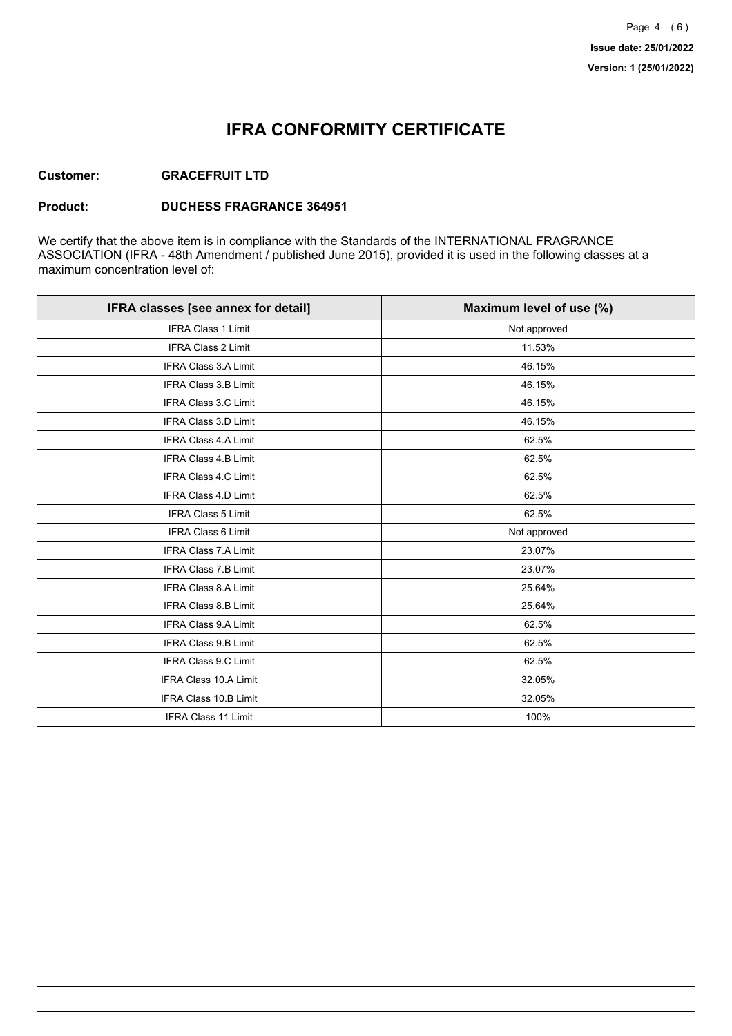# IFRA CONFORMITY CERTIFICATE

**Customer:** **GRACEFRUIT LTD**

**Product:** **DUCHESS FRAGRANCE 364951**

We certify that the above item is in compliance with the Standards of the INTERNATIONAL FRAGRANCE ASSOCIATION (IFRA - 48th Amendment / published June 2015), provided it is used in the following classes at a maximum concentration level of:

| IFRA classes [see annex for detail] | Maximum level of use (%) |
|---|---|
| IFRA Class 1 Limit | Not approved |
| IFRA Class 2 Limit | 11.53% |
| IFRA Class 3.A Limit | 46.15% |
| IFRA Class 3.B Limit | 46.15% |
| IFRA Class 3.C Limit | 46.15% |
| IFRA Class 3.D Limit | 46.15% |
| IFRA Class 4.A Limit | 62.5% |
| IFRA Class 4.B Limit | 62.5% |
| IFRA Class 4.C Limit | 62.5% |
| IFRA Class 4.D Limit | 62.5% |
| IFRA Class 5 Limit | 62.5% |
| IFRA Class 6 Limit | Not approved |
| IFRA Class 7.A Limit | 23.07% |
| IFRA Class 7.B Limit | 23.07% |
| IFRA Class 8.A Limit | 25.64% |
| IFRA Class 8.B Limit | 25.64% |
| IFRA Class 9.A Limit | 62.5% |
| IFRA Class 9.B Limit | 62.5% |
| IFRA Class 9.C Limit | 62.5% |
| IFRA Class 10.A Limit | 32.05% |
| IFRA Class 10.B Limit | 32.05% |
| IFRA Class 11 Limit | 100% |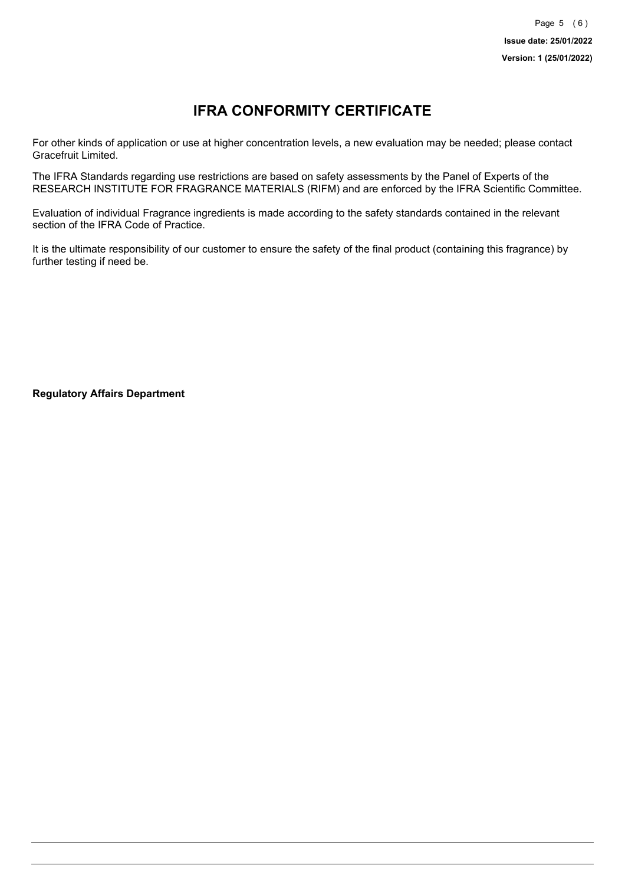# IFRA CONFORMITY CERTIFICATE

For other kinds of application or use at higher concentration levels, a new evaluation may be needed; please contact Gracefruit Limited.

The IFRA Standards regarding use restrictions are based on safety assessments by the Panel of Experts of the RESEARCH INSTITUTE FOR FRAGRANCE MATERIALS (RIFM) and are enforced by the IFRA Scientific Committee.

Evaluation of individual Fragrance ingredients is made according to the safety standards contained in the relevant section of the IFRA Code of Practice.

It is the ultimate responsibility of our customer to ensure the safety of the final product (containing this fragrance) by further testing if need be.

**Regulatory Affairs Department**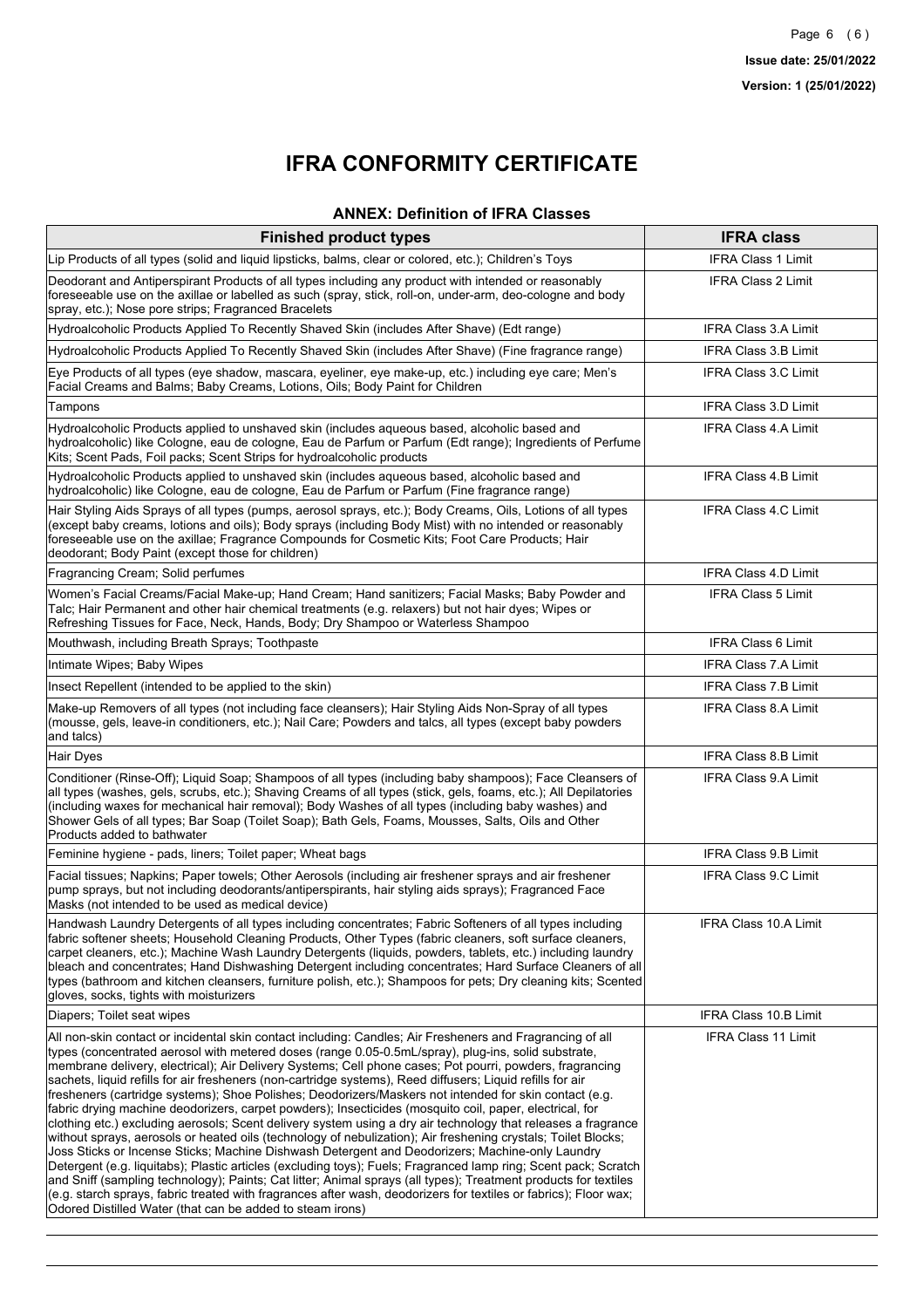# IFRA CONFORMITY CERTIFICATE

### ANNEX: Definition of IFRA Classes

| Finished product types | IFRA class |
|---|---|
| Lip Products of all types (solid and liquid lipsticks, balms, clear or colored, etc.); Children's Toys | IFRA Class 1 Limit |
| Deodorant and Antiperspirant Products of all types including any product with intended or reasonably foreseeable use on the axillae or labelled as such (spray, stick, roll-on, under-arm, deo-cologne and body spray, etc.); Nose pore strips; Fragranced Bracelets | IFRA Class 2 Limit |
| Hydroalcoholic Products Applied To Recently Shaved Skin (includes After Shave) (Edt range) | IFRA Class 3.A Limit |
| Hydroalcoholic Products Applied To Recently Shaved Skin (includes After Shave) (Fine fragrance range) | IFRA Class 3.B Limit |
| Eye Products of all types (eye shadow, mascara, eyeliner, eye make-up, etc.) including eye care; Men's Facial Creams and Balms; Baby Creams, Lotions, Oils; Body Paint for Children | IFRA Class 3.C Limit |
| Tampons | IFRA Class 3.D Limit |
| Hydroalcoholic Products applied to unshaved skin (includes aqueous based, alcoholic based and hydroalcoholic) like Cologne, eau de cologne, Eau de Parfum or Parfum (Edt range); Ingredients of Perfume Kits; Scent Pads, Foil packs; Scent Strips for hydroalcoholic products | IFRA Class 4.A Limit |
| Hydroalcoholic Products applied to unshaved skin (includes aqueous based, alcoholic based and hydroalcoholic) like Cologne, eau de cologne, Eau de Parfum or Parfum (Fine fragrance range) | IFRA Class 4.B Limit |
| Hair Styling Aids Sprays of all types (pumps, aerosol sprays, etc.); Body Creams, Oils, Lotions of all types (except baby creams, lotions and oils); Body sprays (including Body Mist) with no intended or reasonably foreseeable use on the axillae; Fragrance Compounds for Cosmetic Kits; Foot Care Products; Hair deodorant; Body Paint (except those for children) | IFRA Class 4.C Limit |
| Fragrancing Cream; Solid perfumes | IFRA Class 4.D Limit |
| Women's Facial Creams/Facial Make-up; Hand Cream; Hand sanitizers; Facial Masks; Baby Powder and Talc; Hair Permanent and other hair chemical treatments (e.g. relaxers) but not hair dyes; Wipes or Refreshing Tissues for Face, Neck, Hands, Body; Dry Shampoo or Waterless Shampoo | IFRA Class 5 Limit |
| Mouthwash, including Breath Sprays; Toothpaste | IFRA Class 6 Limit |
| Intimate Wipes; Baby Wipes | IFRA Class 7.A Limit |
| Insect Repellent (intended to be applied to the skin) | IFRA Class 7.B Limit |
| Make-up Removers of all types (not including face cleansers); Hair Styling Aids Non-Spray of all types (mousse, gels, leave-in conditioners, etc.); Nail Care; Powders and talcs, all types (except baby powders and talcs) | IFRA Class 8.A Limit |
| Hair Dyes | IFRA Class 8.B Limit |
| Conditioner (Rinse-Off); Liquid Soap; Shampoos of all types (including baby shampoos); Face Cleansers of all types (washes, gels, scrubs, etc.); Shaving Creams of all types (stick, gels, foams, etc.); All Depilatories (including waxes for mechanical hair removal); Body Washes of all types (including baby washes) and Shower Gels of all types; Bar Soap (Toilet Soap); Bath Gels, Foams, Mousses, Salts, Oils and Other Products added to bathwater | IFRA Class 9.A Limit |
| Feminine hygiene - pads, liners; Toilet paper; Wheat bags | IFRA Class 9.B Limit |
| Facial tissues; Napkins; Paper towels; Other Aerosols (including air freshener sprays and air freshener pump sprays, but not including deodorants/antiperspirants, hair styling aids sprays); Fragranced Face Masks (not intended to be used as medical device) | IFRA Class 9.C Limit |
| Handwash Laundry Detergents of all types including concentrates; Fabric Softeners of all types including fabric softener sheets; Household Cleaning Products, Other Types (fabric cleaners, soft surface cleaners, carpet cleaners, etc.); Machine Wash Laundry Detergents (liquids, powders, tablets, etc.) including laundry bleach and concentrates; Hand Dishwashing Detergent including concentrates; Hard Surface Cleaners of all types (bathroom and kitchen cleansers, furniture polish, etc.); Shampoos for pets; Dry cleaning kits; Scented gloves, socks, tights with moisturizers | IFRA Class 10.A Limit |
| Diapers; Toilet seat wipes | IFRA Class 10.B Limit |
| All non-skin contact or incidental skin contact including: Candles; Air Fresheners and Fragrancing of all types (concentrated aerosol with metered doses (range 0.05-0.5mL/spray), plug-ins, solid substrate, membrane delivery, electrical); Air Delivery Systems; Cell phone cases; Pot pourri, powders, fragrancing sachets, liquid refills for air fresheners (non-cartridge systems), Reed diffusers; Liquid refills for air fresheners (cartridge systems); Shoe Polishes; Deodorizers/Maskers not intended for skin contact (e.g. fabric drying machine deodorizers, carpet powders); Insecticides (mosquito coil, paper, electrical, for clothing etc.) excluding aerosols; Scent delivery system using a dry air technology that releases a fragrance without sprays, aerosols or heated oils (technology of nebulization); Air freshening crystals; Toilet Blocks; Joss Sticks or Incense Sticks; Machine Dishwash Detergent and Deodorizers; Machine-only Laundry Detergent (e.g. liquitabs); Plastic articles (excluding toys); Fuels; Fragranced lamp ring; Scent pack; Scratch and Sniff (sampling technology); Paints; Cat litter; Animal sprays (all types); Treatment products for textiles (e.g. starch sprays, fabric treated with fragrances after wash, deodorizers for textiles or fabrics); Floor wax; Odored Distilled Water (that can be added to steam irons) | IFRA Class 11 Limit |